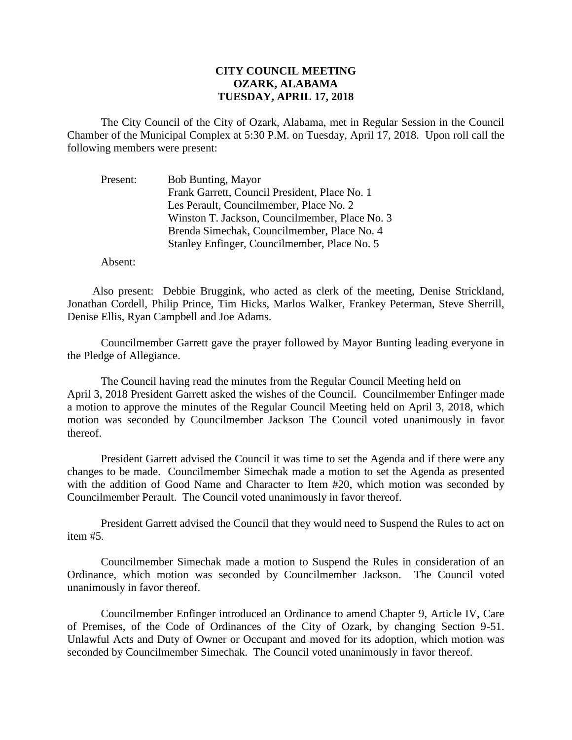# CITY COUNCIL MEETING
# OZARK, ALABAMA
# TUESDAY, APRIL 17, 2018

The City Council of the City of Ozark, Alabama, met in Regular Session in the Council Chamber of the Municipal Complex at 5:30 P.M. on Tuesday, April 17, 2018. Upon roll call the following members were present:

Present:
- Bob Bunting, Mayor
- Frank Garrett, Council President, Place No. 1
- Les Perault, Councilmember, Place No. 2
- Winston T. Jackson, Councilmember, Place No. 3
- Brenda Simechak, Councilmember, Place No. 4
- Stanley Enfinger, Councilmember, Place No. 5

Absent:

Also present: Debbie Bruggink, who acted as clerk of the meeting, Denise Strickland, Jonathan Cordell, Philip Prince, Tim Hicks, Marlos Walker, Frankey Peterman, Steve Sherrill, Denise Ellis, Ryan Campbell and Joe Adams.

Councilmember Garrett gave the prayer followed by Mayor Bunting leading everyone in the Pledge of Allegiance.

The Council having read the minutes from the Regular Council Meeting held on April 3, 2018 President Garrett asked the wishes of the Council. Councilmember Enfinger made a motion to approve the minutes of the Regular Council Meeting held on April 3, 2018, which motion was seconded by Councilmember Jackson The Council voted unanimously in favor thereof.

President Garrett advised the Council it was time to set the Agenda and if there were any changes to be made. Councilmember Simechak made a motion to set the Agenda as presented with the addition of Good Name and Character to Item #20, which motion was seconded by Councilmember Perault. The Council voted unanimously in favor thereof.

President Garrett advised the Council that they would need to Suspend the Rules to act on item #5.

Councilmember Simechak made a motion to Suspend the Rules in consideration of an Ordinance, which motion was seconded by Councilmember Jackson. The Council voted unanimously in favor thereof.

Councilmember Enfinger introduced an Ordinance to amend Chapter 9, Article IV, Care of Premises, of the Code of Ordinances of the City of Ozark, by changing Section 9-51. Unlawful Acts and Duty of Owner or Occupant and moved for its adoption, which motion was seconded by Councilmember Simechak. The Council voted unanimously in favor thereof.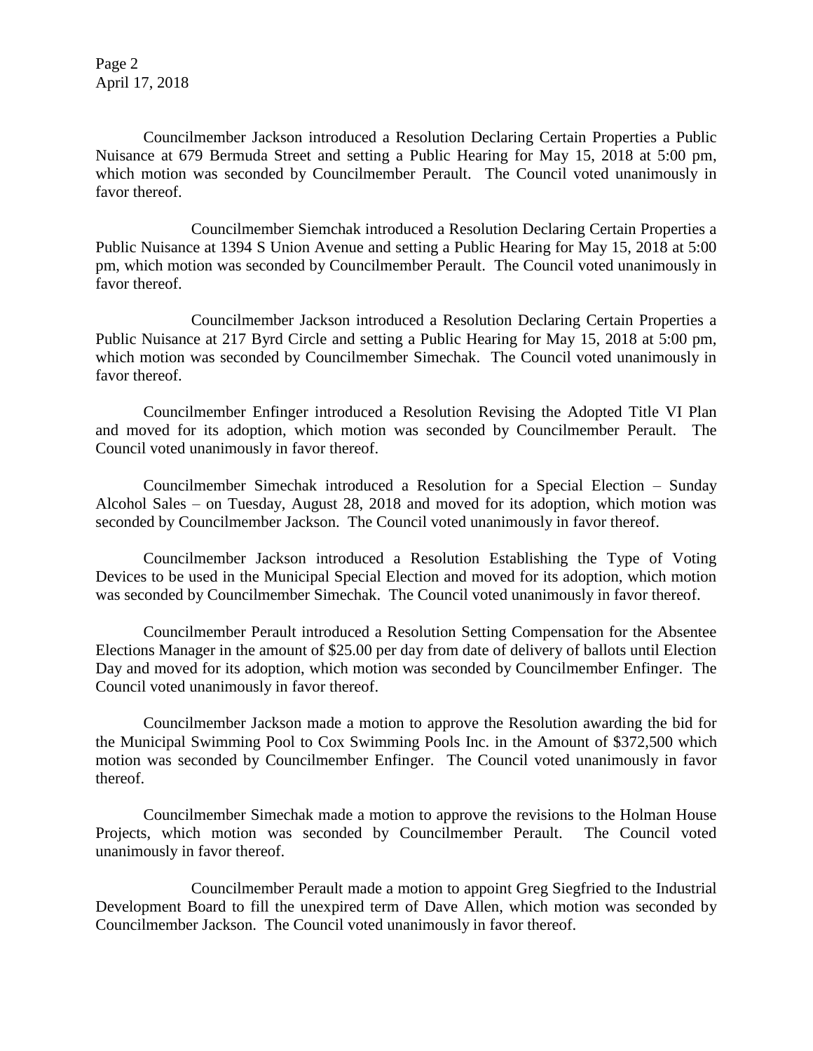Councilmember Jackson introduced a Resolution Declaring Certain Properties a Public Nuisance at 679 Bermuda Street and setting a Public Hearing for May 15, 2018 at 5:00 pm, which motion was seconded by Councilmember Perault. The Council voted unanimously in favor thereof.

Councilmember Siemchak introduced a Resolution Declaring Certain Properties a Public Nuisance at 1394 S Union Avenue and setting a Public Hearing for May 15, 2018 at 5:00 pm, which motion was seconded by Councilmember Perault. The Council voted unanimously in favor thereof.

Councilmember Jackson introduced a Resolution Declaring Certain Properties a Public Nuisance at 217 Byrd Circle and setting a Public Hearing for May 15, 2018 at 5:00 pm, which motion was seconded by Councilmember Simechak. The Council voted unanimously in favor thereof.

Councilmember Enfinger introduced a Resolution Revising the Adopted Title VI Plan and moved for its adoption, which motion was seconded by Councilmember Perault. The Council voted unanimously in favor thereof.

Councilmember Simechak introduced a Resolution for a Special Election – Sunday Alcohol Sales – on Tuesday, August 28, 2018 and moved for its adoption, which motion was seconded by Councilmember Jackson. The Council voted unanimously in favor thereof.

Councilmember Jackson introduced a Resolution Establishing the Type of Voting Devices to be used in the Municipal Special Election and moved for its adoption, which motion was seconded by Councilmember Simechak. The Council voted unanimously in favor thereof.

Councilmember Perault introduced a Resolution Setting Compensation for the Absentee Elections Manager in the amount of $25.00 per day from date of delivery of ballots until Election Day and moved for its adoption, which motion was seconded by Councilmember Enfinger. The Council voted unanimously in favor thereof.

Councilmember Jackson made a motion to approve the Resolution awarding the bid for the Municipal Swimming Pool to Cox Swimming Pools Inc. in the Amount of $372,500 which motion was seconded by Councilmember Enfinger. The Council voted unanimously in favor thereof.

Councilmember Simechak made a motion to approve the revisions to the Holman House Projects, which motion was seconded by Councilmember Perault. The Council voted unanimously in favor thereof.

Councilmember Perault made a motion to appoint Greg Siegfried to the Industrial Development Board to fill the unexpired term of Dave Allen, which motion was seconded by Councilmember Jackson. The Council voted unanimously in favor thereof.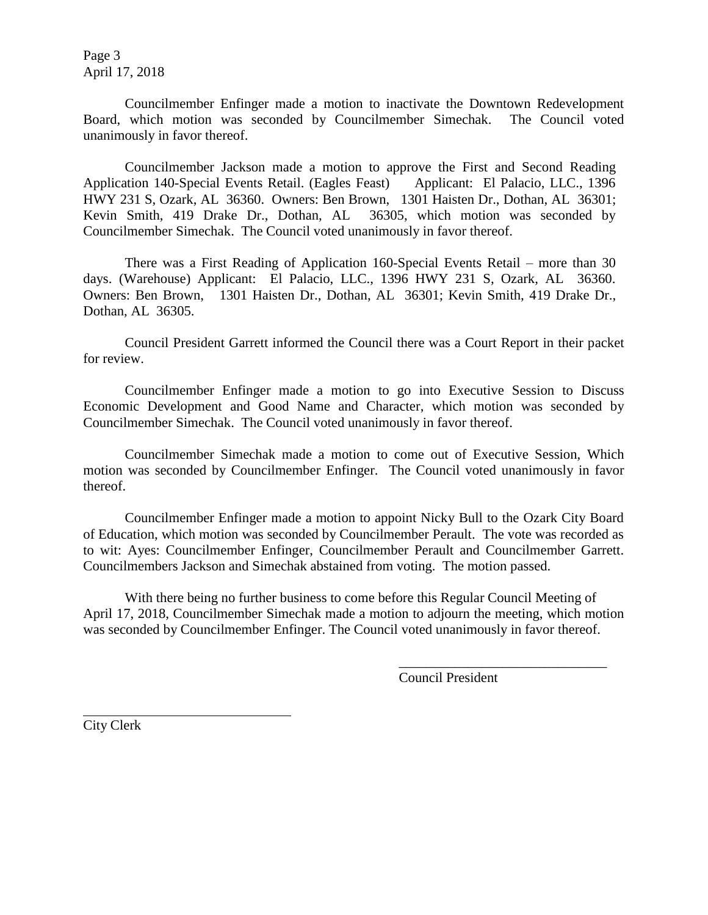Councilmember Enfinger made a motion to inactivate the Downtown Redevelopment Board, which motion was seconded by Councilmember Simechak. The Council voted unanimously in favor thereof.

Councilmember Jackson made a motion to approve the First and Second Reading Application 140-Special Events Retail. (Eagles Feast) Applicant: El Palacio, LLC., 1396 HWY 231 S, Ozark, AL 36360. Owners: Ben Brown, 1301 Haisten Dr., Dothan, AL 36301; Kevin Smith, 419 Drake Dr., Dothan, AL 36305, which motion was seconded by Councilmember Simechak. The Council voted unanimously in favor thereof.

There was a First Reading of Application 160-Special Events Retail – more than 30 days. (Warehouse) Applicant: El Palacio, LLC., 1396 HWY 231 S, Ozark, AL 36360. Owners: Ben Brown, 1301 Haisten Dr., Dothan, AL 36301; Kevin Smith, 419 Drake Dr., Dothan, AL 36305.

Council President Garrett informed the Council there was a Court Report in their packet for review.

Councilmember Enfinger made a motion to go into Executive Session to Discuss Economic Development and Good Name and Character, which motion was seconded by Councilmember Simechak. The Council voted unanimously in favor thereof.

Councilmember Simechak made a motion to come out of Executive Session, Which motion was seconded by Councilmember Enfinger. The Council voted unanimously in favor thereof.

Councilmember Enfinger made a motion to appoint Nicky Bull to the Ozark City Board of Education, which motion was seconded by Councilmember Perault. The vote was recorded as to wit: Ayes: Councilmember Enfinger, Councilmember Perault and Councilmember Garrett. Councilmembers Jackson and Simechak abstained from voting. The motion passed.

With there being no further business to come before this Regular Council Meeting of April 17, 2018, Councilmember Simechak made a motion to adjourn the meeting, which motion was seconded by Councilmember Enfinger. The Council voted unanimously in favor thereof.

\_\_\_\_\_\_\_\_\_\_\_\_\_\_\_\_\_\_\_\_\_\_\_\_\_\_\_\_\_\_
Council President

\_\_\_\_\_\_\_\_\_\_\_\_\_\_\_\_\_\_\_\_\_\_\_\_\_\_\_\_\_\_
City Clerk